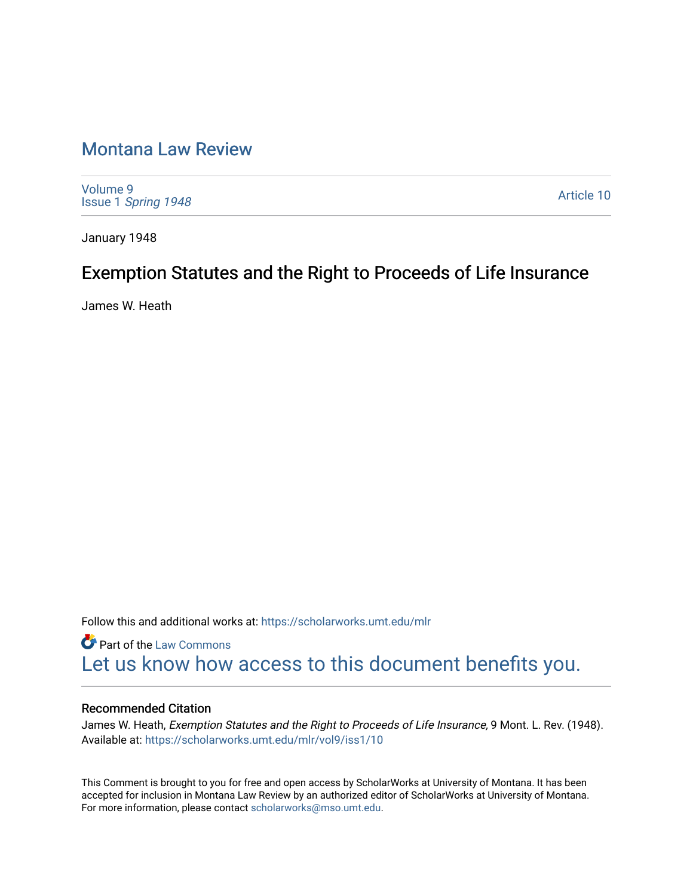# Montana Law Review

Volume 9
Issue 1 *Spring 1948*

Article 10

January 1948

## Exemption Statutes and the Right to Proceeds of Life Insurance

James W. Heath

Follow this and additional works at: https://scholarworks.umt.edu/mlr

Part of the Law Commons

Let us know how access to this document benefits you.

### Recommended Citation

James W. Heath, *Exemption Statutes and the Right to Proceeds of Life Insurance*, 9 Mont. L. Rev. (1948).
Available at: https://scholarworks.umt.edu/mlr/vol9/iss1/10

This Comment is brought to you for free and open access by ScholarWorks at University of Montana. It has been accepted for inclusion in Montana Law Review by an authorized editor of ScholarWorks at University of Montana. For more information, please contact scholarworks@mso.umt.edu.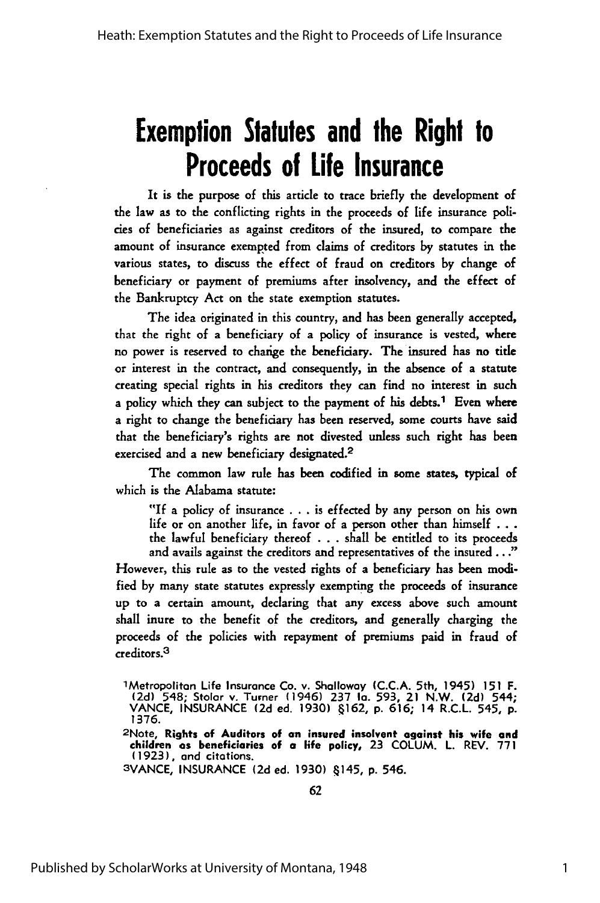# Exemption Statutes and the Right to Proceeds of Life Insurance

It is the purpose of this article to trace briefly the development of the law as to the conflicting rights in the proceeds of life insurance policies of beneficiaries as against creditors of the insured, to compare the amount of insurance exempted from claims of creditors by statutes in the various states, to discuss the effect of fraud on creditors by change of beneficiary or payment of premiums after insolvency, and the effect of the Bankruptcy Act on the state exemption statutes.

The idea originated in this country, and has been generally accepted, that the right of a beneficiary of a policy of insurance is vested, where no power is reserved to change the beneficiary. The insured has no title or interest in the contract, and consequently, in the absence of a statute creating special rights in his creditors they can find no interest in such a policy which they can subject to the payment of his debts.[1] Even where a right to change the beneficiary has been reserved, some courts have said that the beneficiary's rights are not divested unless such right has been exercised and a new beneficiary designated.[2]

The common law rule has been codified in some states, typical of which is the Alabama statute:

> "If a policy of insurance . . . is effected by any person on his own life or on another life, in favor of a person other than himself . . . the lawful beneficiary thereof . . . shall be entitled to its proceeds and avails against the creditors and representatives of the insured . . ."

However, this rule as to the vested rights of a beneficiary has been modified by many state statutes expressly exempting the proceeds of insurance up to a certain amount, declaring that any excess above such amount shall inure to the benefit of the creditors, and generally charging the proceeds of the policies with repayment of premiums paid in fraud of creditors.[3]

[1] Metropolitan Life Insurance Co. v. Shalloway (C.C.A. 5th, 1945) 151 F. (2d) 548; Stolar v. Turner (1946) 237 Ia. 593, 21 N.W. (2d) 544; VANCE, INSURANCE (2d ed. 1930) §162, p. 616; 14 R.C.L. 545, p. 1376.

[2] Note, **Rights of Auditors of an insured insolvent against his wife and children as beneficiaries of a life policy,** 23 COLUM. L. REV. 771 (1923), and citations.

[3] VANCE, INSURANCE (2d ed. 1930) §145, p. 546.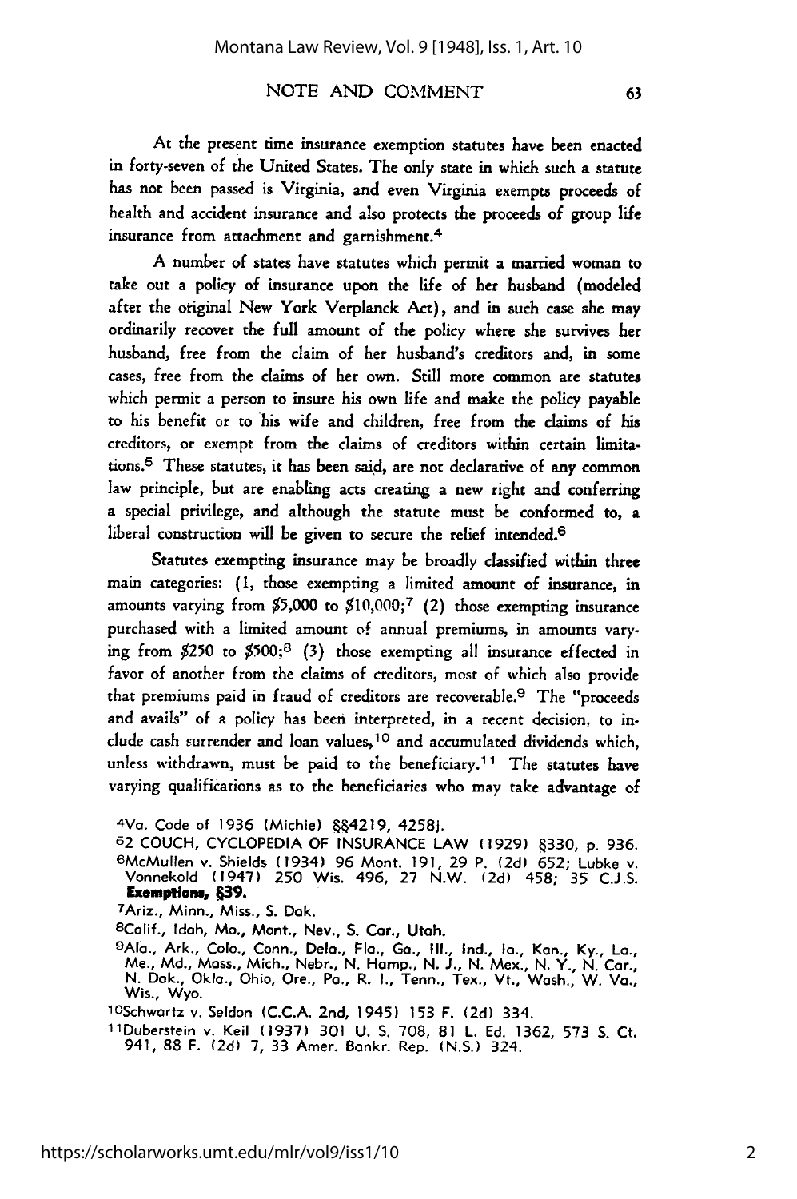At the present time insurance exemption statutes have been enacted in forty-seven of the United States. The only state in which such a statute has not been passed is Virginia, and even Virginia exempts proceeds of health and accident insurance and also protects the proceeds of group life insurance from attachment and garnishment.[4]

A number of states have statutes which permit a married woman to take out a policy of insurance upon the life of her husband (modeled after the original New York Verplanck Act), and in such case she may ordinarily recover the full amount of the policy where she survives her husband, free from the claim of her husband's creditors and, in some cases, free from the claims of her own. Still more common are statutes which permit a person to insure his own life and make the policy payable to his benefit or to his wife and children, free from the claims of his creditors, or exempt from the claims of creditors within certain limitations.[5] These statutes, it has been said, are not declarative of any common law principle, but are enabling acts creating a new right and conferring a special privilege, and although the statute must be conformed to, a liberal construction will be given to secure the relief intended.[6]

Statutes exempting insurance may be broadly classified within three main categories: (1, those exempting a limited amount of insurance, in amounts varying from $5,000 to $10,000;[7] (2) those exempting insurance purchased with a limited amount of annual premiums, in amounts varying from $250 to $500;[8] (3) those exempting all insurance effected in favor of another from the claims of creditors, most of which also provide that premiums paid in fraud of creditors are recoverable.[9] The "proceeds and avails" of a policy has been interpreted, in a recent decision, to include cash surrender and loan values,[10] and accumulated dividends which, unless withdrawn, must be paid to the beneficiary.[11] The statutes have varying qualifications as to the beneficiaries who may take advantage of

---

[4]Va. Code of 1936 (Michie) §§4219, 4258j.

[5]2 COUCH, CYCLOPEDIA OF INSURANCE LAW (1929) §330, p. 936.

[6]McMullen v. Shields (1934) 96 Mont. 191, 29 P. (2d) 652; Lubke v. Vonnekold (1947) 250 Wis. 496, 27 N.W. (2d) 458; 35 C.J.S. **Exemptions, §39.**

[7]Ariz., Minn., Miss., S. Dak.

[8]Calif., Idah, Mo., Mont., Nev., S. Car., Utah.

[9]Ala., Ark., Colo., Conn., Dela., Fla., Ga., Ill., Ind., Ia., Kan., Ky., La., Me., Md., Mass., Mich., Nebr., N. Hamp., N. J., N. Mex., N. Y., N. Car., N. Dak., Okla., Ohio, Ore., Pa., R. I., Tenn., Tex., Vt., Wash., W. Va., Wis., Wyo.

[10]Schwartz v. Seldon (C.C.A. 2nd, 1945) 153 F. (2d) 334.

[11]Duberstein v. Keil (1937) 301 U. S. 708, 81 L. Ed. 1362, 573 S. Ct. 941, 88 F. (2d) 7, 33 Amer. Bankr. Rep. (N.S.) 324.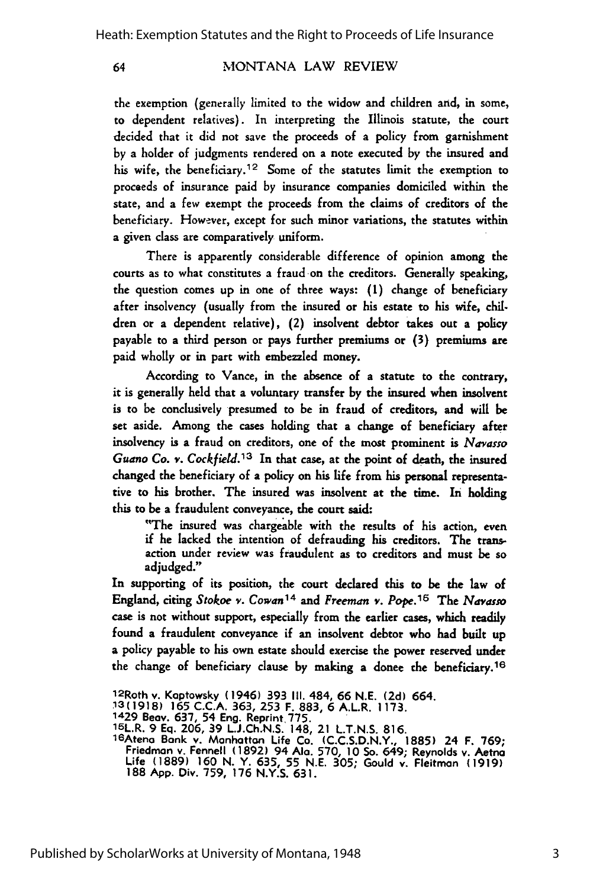the exemption (generally limited to the widow and children and, in some, to dependent relatives). In interpreting the Illinois statute, the court decided that it did not save the proceeds of a policy from garnishment by a holder of judgments rendered on a note executed by the insured and his wife, the beneficiary.[12] Some of the statutes limit the exemption to proceeds of insurance paid by insurance companies domiciled within the state, and a few exempt the proceeds from the claims of creditors of the beneficiary. However, except for such minor variations, the statutes within a given class are comparatively uniform.

There is apparently considerable difference of opinion among the courts as to what constitutes a fraud on the creditors. Generally speaking, the question comes up in one of three ways: (1) change of beneficiary after insolvency (usually from the insured or his estate to his wife, children or a dependent relative), (2) insolvent debtor takes out a policy payable to a third person or pays further premiums or (3) premiums are paid wholly or in part with embezzled money.

According to Vance, in the absence of a statute to the contrary, it is generally held that a voluntary transfer by the insured when insolvent is to be conclusively presumed to be in fraud of creditors, and will be set aside. Among the cases holding that a change of beneficiary after insolvency is a fraud on creditors, one of the most prominent is *Navasso Guano Co. v. Cockfield.*[13] In that case, at the point of death, the insured changed the beneficiary of a policy on his life from his personal representative to his brother. The insured was insolvent at the time. In holding this to be a fraudulent conveyance, the court said:

> "The insured was chargeable with the results of his action, even if he lacked the intention of defrauding his creditors. The transaction under review was fraudulent as to creditors and must be so adjudged."

In supporting of its position, the court declared this to be the law of England, citing *Stokoe v. Cowan*[14] and *Freeman v. Pope.*[15] The *Navasso* case is not without support, especially from the earlier cases, which readily found a fraudulent conveyance if an insolvent debtor who had built up a policy payable to his own estate should exercise the power reserved under the change of beneficiary clause by making a donee the beneficiary.[16]

---

[12] Roth v. Kaptowsky (1946) 393 Ill. 484, 66 N.E. (2d) 664.

[13] (1918) 165 C.C.A. 363, 253 F. 883, 6 A.L.R. 1173.

[14] 29 Beav. 637, 54 Eng. Reprint 775.

[15] L.R. 9 Eq. 206, 39 L.J.Ch.N.S. 148, 21 L.T.N.S. 816.

[16] Atena Bank v. Manhattan Life Co. (C.C.S.D.N.Y., 1885) 24 F. 769; Friedman v. Fennell (1892) 94 Ala. 570, 10 So. 649; Reynolds v. Aetna Life (1889) 160 N. Y. 635, 55 N.E. 305; Gould v. Fleitman (1919) 188 App. Div. 759, 176 N.Y.S. 631.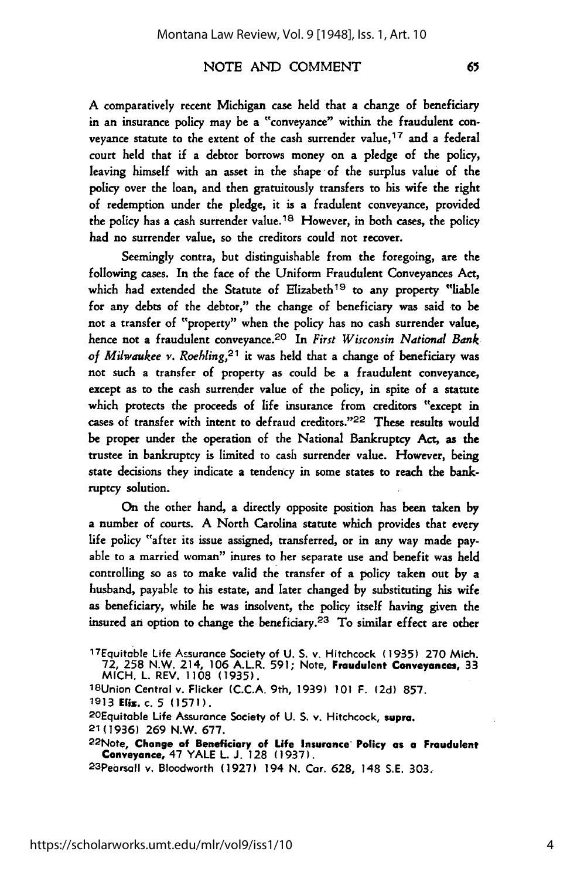A comparatively recent Michigan case held that a change of beneficiary in an insurance policy may be a "conveyance" within the fraudulent conveyance statute to the extent of the cash surrender value,[17] and a federal court held that if a debtor borrows money on a pledge of the policy, leaving himself with an asset in the shape of the surplus value of the policy over the loan, and then gratuitously transfers to his wife the right of redemption under the pledge, it is a fradulent conveyance, provided the policy has a cash surrender value.[18] However, in both cases, the policy had no surrender value, so the creditors could not recover.

Seemingly contra, but distinguishable from the foregoing, are the following cases. In the face of the Uniform Fraudulent Conveyances Act, which had extended the Statute of Elizabeth[19] to any property "liable for any debts of the debtor," the change of beneficiary was said to be not a transfer of "property" when the policy has no cash surrender value, hence not a fraudulent conveyance.[20] In *First Wisconsin National Bank of Milwaukee v. Roehling*,[21] it was held that a change of beneficiary was not such a transfer of property as could be a fraudulent conveyance, except as to the cash surrender value of the policy, in spite of a statute which protects the proceeds of life insurance from creditors "except in cases of transfer with intent to defraud creditors."[22] These results would be proper under the operation of the National Bankruptcy Act, as the trustee in bankruptcy is limited to cash surrender value. However, being state decisions they indicate a tendency in some states to reach the bankruptcy solution.

On the other hand, a directly opposite position has been taken by a number of courts. A North Carolina statute which provides that every life policy "after its issue assigned, transferred, or in any way made payable to a married woman" inures to her separate use and benefit was held controlling so as to make valid the transfer of a policy taken out by a husband, payable to his estate, and later changed by substituting his wife as beneficiary, while he was insolvent, the policy itself having given the insured an option to change the beneficiary.[23] To similar effect are other

[17]Equitable Life Assurance Society of U. S. v. Hitchcock (1935) 270 Mich. 72, 258 N.W. 214, 106 A.L.R. 591; Note, **Fraudulent Conveyances,** 33 MICH. L. REV. 1108 (1935).

[18]Union Central v. Flicker (C.C.A. 9th, 1939) 101 F. (2d) 857.

[19]13 **Eliz.** c. 5 (1571).

[20]Equitable Life Assurance Society of U. S. v. Hitchcock, **supra.**

[21](1936) 269 N.W. 677.

[22]Note, **Change of Beneficiary of Life Insurance Policy as a Fraudulent Conveyance,** 47 YALE L. J. 128 (1937).

[23]Pearsall v. Bloodworth (1927) 194 N. Car. 628, 148 S.E. 303.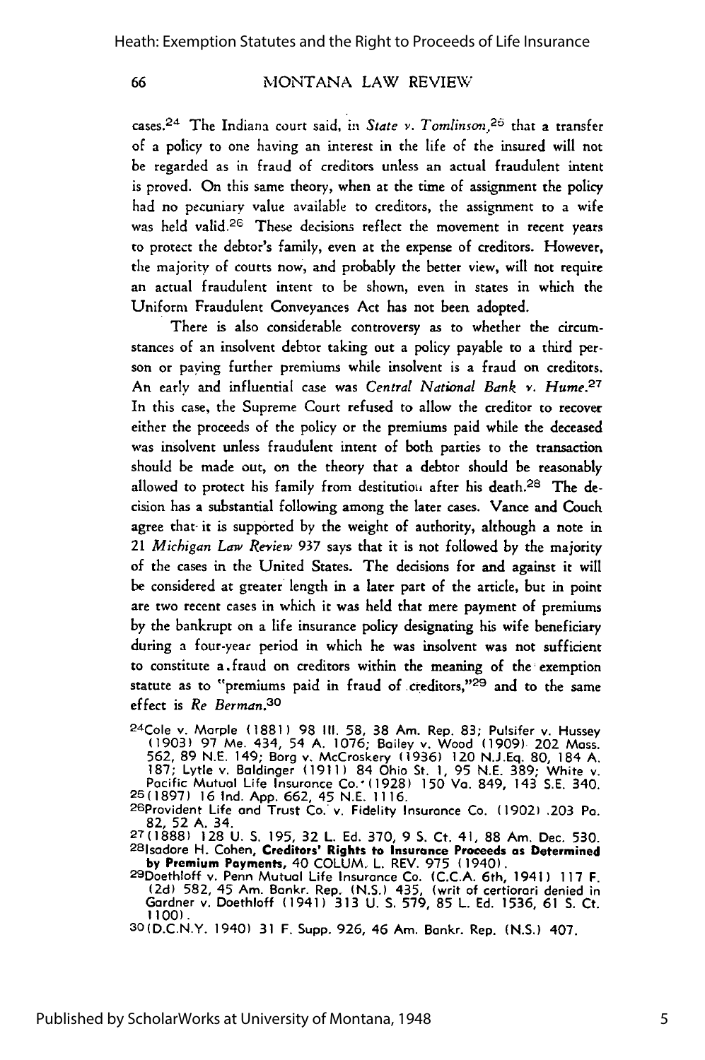cases.[24] The Indiana court said, in *State v. Tomlinson*,[25] that a transfer of a policy to one having an interest in the life of the insured will not be regarded as in fraud of creditors unless an actual fraudulent intent is proved. On this same theory, when at the time of assignment the policy had no pecuniary value available to creditors, the assignment to a wife was held valid.[26] These decisions reflect the movement in recent years to protect the debtor's family, even at the expense of creditors. However, the majority of courts now, and probably the better view, will not require an actual fraudulent intent to be shown, even in states in which the Uniform Fraudulent Conveyances Act has not been adopted.

There is also considerable controversy as to whether the circumstances of an insolvent debtor taking out a policy payable to a third person or paying further premiums while insolvent is a fraud on creditors. An early and influential case was *Central National Bank v. Hume*.[27] In this case, the Supreme Court refused to allow the creditor to recover either the proceeds of the policy or the premiums paid while the deceased was insolvent unless fraudulent intent of both parties to the transaction should be made out, on the theory that a debtor should be reasonably allowed to protect his family from destitution after his death.[28] The decision has a substantial following among the later cases. Vance and Couch agree that it is supported by the weight of authority, although a note in 21 *Michigan Law Review* 937 says that it is not followed by the majority of the cases in the United States. The decisions for and against it will be considered at greater length in a later part of the article, but in point are two recent cases in which it was held that mere payment of premiums by the bankrupt on a life insurance policy designating his wife beneficiary during a four-year period in which he was insolvent was not sufficient to constitute a fraud on creditors within the meaning of the exemption statute as to "premiums paid in fraud of creditors,"[29] and to the same effect is *Re Berman*.[30]

[24]Cole v. Marple (1881) 98 Ill. 58, 38 Am. Rep. 83; Pulsifer v. Hussey (1903) 97 Me. 434, 54 A. 1076; Bailey v. Wood (1909) 202 Mass. 562, 89 N.E. 149; Borg v. McCroskery (1936) 120 N.J.Eq. 80, 184 A. 187; Lytle v. Baldinger (1911) 84 Ohio St. 1, 95 N.E. 389; White v. Pacific Mutual Life Insurance Co. (1928) 150 Va. 849, 143 S.E. 340.

[25](1897) 16 Ind. App. 662, 45 N.E. 1116.

[26]Provident Life and Trust Co. v. Fidelity Insurance Co. (1902) 203 Pa. 82, 52 A. 34.

[27](1888) 128 U. S. 195, 32 L. Ed. 370, 9 S. Ct. 41, 88 Am. Dec. 530.

[28]Isadore H. Cohen, **Creditors' Rights to Insurance Proceeds as Determined by Premium Payments**, 40 COLUM. L. REV. 975 (1940).

[29]Doethloff v. Penn Mutual Life Insurance Co. (C.C.A. 6th, 1941) 117 F. (2d) 582, 45 Am. Bankr. Rep. (N.S.) 435, (writ of certiorari denied in Gardner v. Doethloff (1941) 313 U. S. 579, 85 L. Ed. 1536, 61 S. Ct. 1100).

[30](D.C.N.Y. 1940) 31 F. Supp. 926, 46 Am. Bankr. Rep. (N.S.) 407.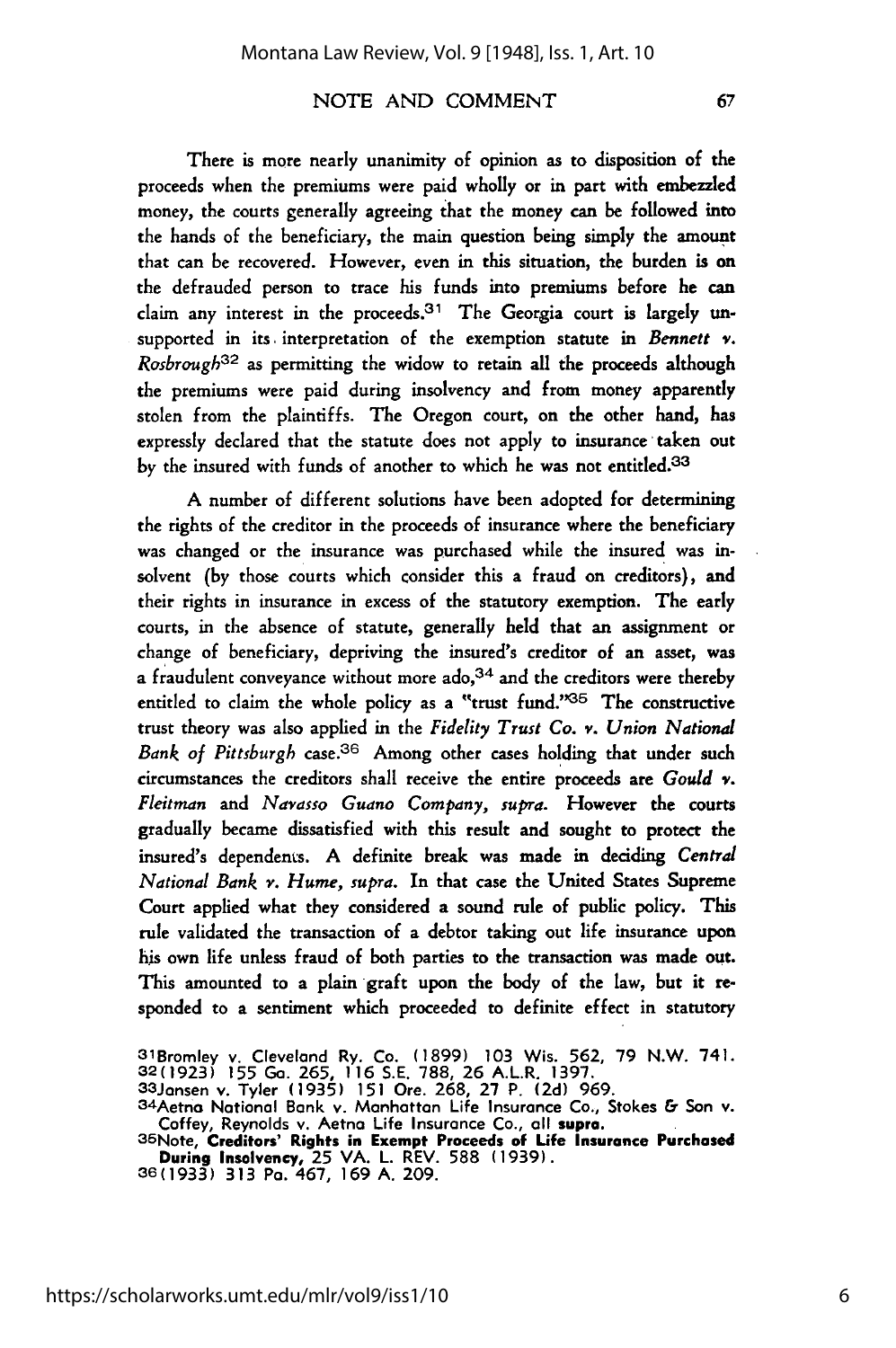There is more nearly unanimity of opinion as to disposition of the proceeds when the premiums were paid wholly or in part with embezzled money, the courts generally agreeing that the money can be followed into the hands of the beneficiary, the main question being simply the amount that can be recovered. However, even in this situation, the burden is on the defrauded person to trace his funds into premiums before he can claim any interest in the proceeds.[31] The Georgia court is largely unsupported in its interpretation of the exemption statute in *Bennett v. Rosbrough*[32] as permitting the widow to retain all the proceeds although the premiums were paid during insolvency and from money apparently stolen from the plaintiffs. The Oregon court, on the other hand, has expressly declared that the statute does not apply to insurance taken out by the insured with funds of another to which he was not entitled.[33]

A number of different solutions have been adopted for determining the rights of the creditor in the proceeds of insurance where the beneficiary was changed or the insurance was purchased while the insured was insolvent (by those courts which consider this a fraud on creditors), and their rights in insurance in excess of the statutory exemption. The early courts, in the absence of statute, generally held that an assignment or change of beneficiary, depriving the insured's creditor of an asset, was a fraudulent conveyance without more ado,[34] and the creditors were thereby entitled to claim the whole policy as a "trust fund."[35] The constructive trust theory was also applied in the *Fidelity Trust Co. v. Union National Bank of Pittsburgh* case.[36] Among other cases holding that under such circumstances the creditors shall receive the entire proceeds are *Gould v. Fleitman* and *Navasso Guano Company, supra.* However the courts gradually became dissatisfied with this result and sought to protect the insured's dependents. A definite break was made in deciding *Central National Bank v. Hume, supra.* In that case the United States Supreme Court applied what they considered a sound rule of public policy. This rule validated the transaction of a debtor taking out life insurance upon his own life unless fraud of both parties to the transaction was made out. This amounted to a plain graft upon the body of the law, but it responded to a sentiment which proceeded to definite effect in statutory

---

[31] Bromley v. Cleveland Ry. Co. (1899) 103 Wis. 562, 79 N.W. 741.

[32] (1923) 155 Ga. 265, 116 S.E. 788, 26 A.L.R. 1397.

[33] Jansen v. Tyler (1935) 151 Ore. 268, 27 P. (2d) 969.

[34] Aetna National Bank v. Manhattan Life Insurance Co., Stokes & Son v. Coffey, Reynolds v. Aetna Life Insurance Co., all **supra.**

[35] Note, **Creditors' Rights in Exempt Proceeds of Life Insurance Purchased During Insolvency,** 25 VA. L. REV. 588 (1939).

[36] (1933) 313 Pa. 467, 169 A. 209.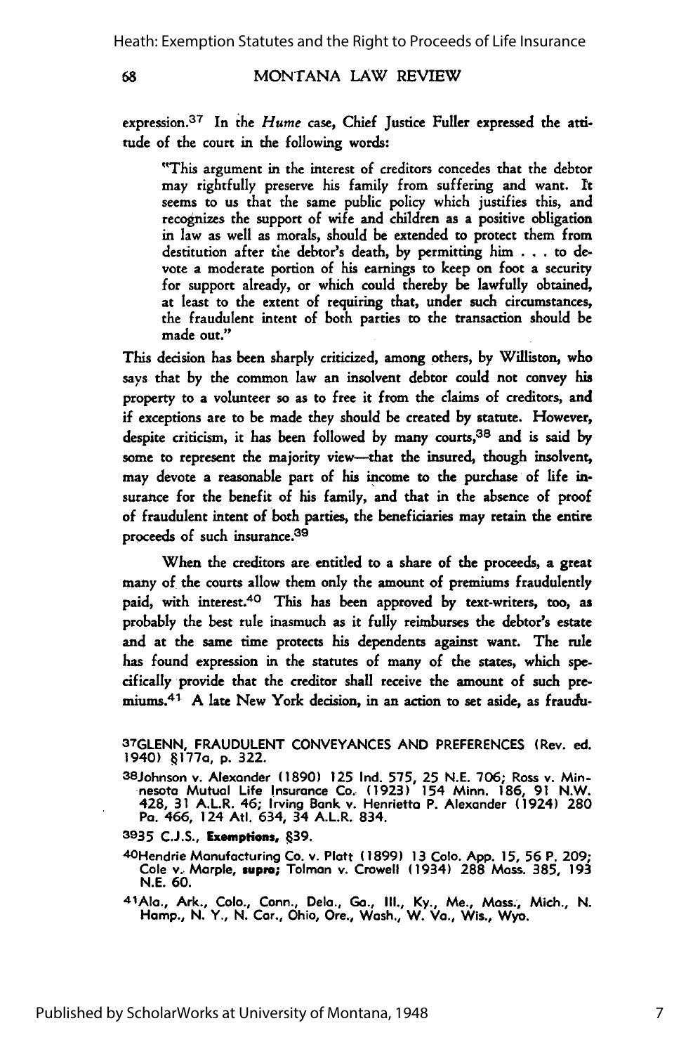expression.[37] In the *Hume* case, Chief Justice Fuller expressed the attitude of the court in the following words:

> "This argument in the interest of creditors concedes that the debtor may rightfully preserve his family from suffering and want. It seems to us that the same public policy which justifies this, and recognizes the support of wife and children as a positive obligation in law as well as morals, should be extended to protect them from destitution after the debtor's death, by permitting him . . . to devote a moderate portion of his earnings to keep on foot a security for support already, or which could thereby be lawfully obtained, at least to the extent of requiring that, under such circumstances, the fraudulent intent of both parties to the transaction should be made out."

This decision has been sharply criticized, among others, by Williston, who says that by the common law an insolvent debtor could not convey his property to a volunteer so as to free it from the claims of creditors, and if exceptions are to be made they should be created by statute. However, despite criticism, it has been followed by many courts,[38] and is said by some to represent the majority view—that the insured, though insolvent, may devote a reasonable part of his income to the purchase of life insurance for the benefit of his family, and that in the absence of proof of fraudulent intent of both parties, the beneficiaries may retain the entire proceeds of such insurance.[39]

When the creditors are entitled to a share of the proceeds, a great many of the courts allow them only the amount of premiums fraudulently paid, with interest.[40] This has been approved by text-writers, too, as probably the best rule inasmuch as it fully reimburses the debtor's estate and at the same time protects his dependents against want. The rule has found expression in the statutes of many of the states, which specifically provide that the creditor shall receive the amount of such premiums.[41] A late New York decision, in an action to set aside, as fraudu-

---

[37] GLENN, FRAUDULENT CONVEYANCES AND PREFERENCES (Rev. ed. 1940) §177a, p. 322.

[38] Johnson v. Alexander (1890) 125 Ind. 575, 25 N.E. 706; Ross v. Minnesota Mutual Life Insurance Co. (1923) 154 Minn. 186, 91 N.W. 428, 31 A.L.R. 46; Irving Bank v. Henrietta P. Alexander (1924) 280 Pa. 466, 124 Atl. 634, 34 A.L.R. 834.

[39] 35 C.J.S., **Exemptions**, §39.

[40] Hendrie Manufacturing Co. v. Platt (1899) 13 Colo. App. 15, 56 P. 209; Cole v. Marple, *supra*; Tolman v. Crowell (1934) 288 Mass. 385, 193 N.E. 60.

[41] Ala., Ark., Colo., Conn., Dela., Ga., Ill., Ky., Me., Mass., Mich., N. Hamp., N. Y., N. Car., Ohio, Ore., Wash., W. Va., Wis., Wyo.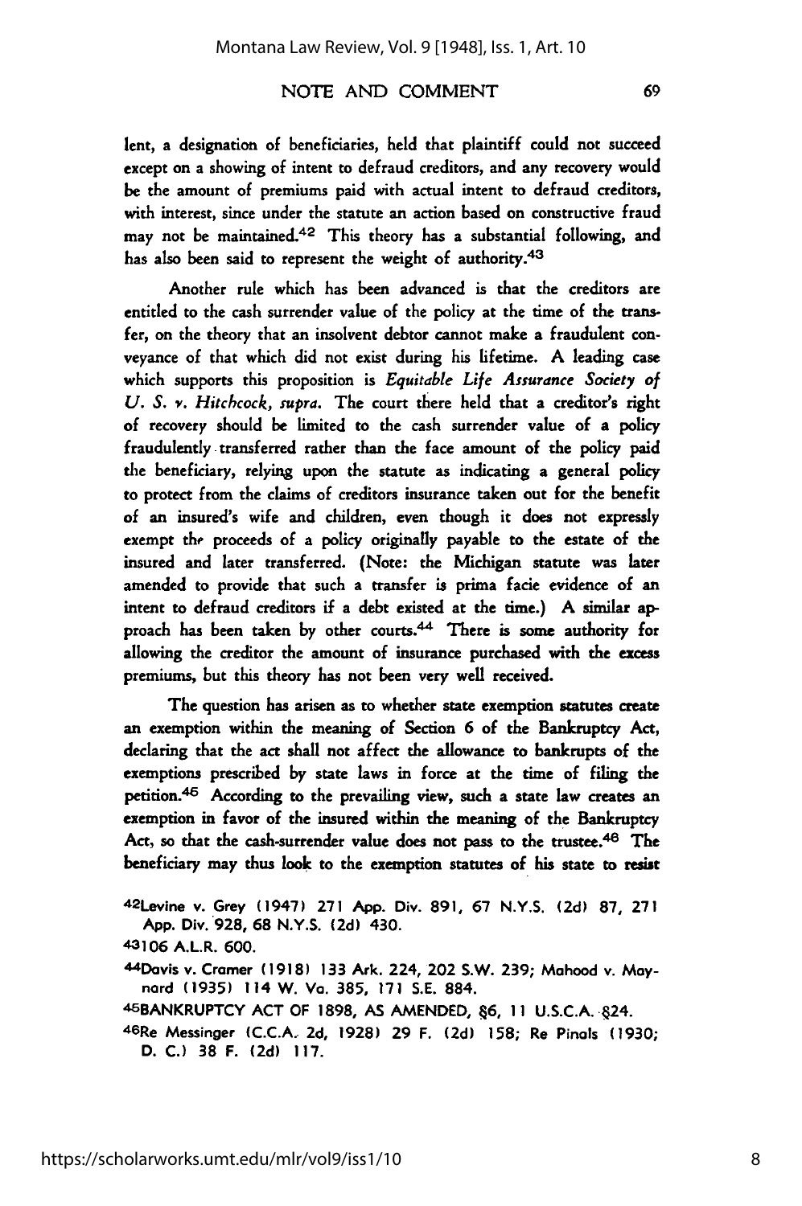lent, a designation of beneficiaries, held that plaintiff could not succeed except on a showing of intent to defraud creditors, and any recovery would be the amount of premiums paid with actual intent to defraud creditors, with interest, since under the statute an action based on constructive fraud may not be maintained.[42] This theory has a substantial following, and has also been said to represent the weight of authority.[43]

Another rule which has been advanced is that the creditors are entitled to the cash surrender value of the policy at the time of the transfer, on the theory that an insolvent debtor cannot make a fraudulent conveyance of that which did not exist during his lifetime. A leading case which supports this proposition is *Equitable Life Assurance Society of U. S. v. Hitchcock, supra.* The court there held that a creditor's right of recovery should be limited to the cash surrender value of a policy fraudulently transferred rather than the face amount of the policy paid the beneficiary, relying upon the statute as indicating a general policy to protect from the claims of creditors insurance taken out for the benefit of an insured's wife and children, even though it does not expressly exempt the proceeds of a policy originally payable to the estate of the insured and later transferred. (Note: the Michigan statute was later amended to provide that such a transfer is prima facie evidence of an intent to defraud creditors if a debt existed at the time.) A similar approach has been taken by other courts.[44] There is some authority for allowing the creditor the amount of insurance purchased with the excess premiums, but this theory has not been very well received.

The question has arisen as to whether state exemption statutes create an exemption within the meaning of Section 6 of the Bankruptcy Act, declaring that the act shall not affect the allowance to bankrupts of the exemptions prescribed by state laws in force at the time of filing the petition.[45] According to the prevailing view, such a state law creates an exemption in favor of the insured within the meaning of the Bankruptcy Act, so that the cash-surrender value does not pass to the trustee.[46] The beneficiary may thus look to the exemption statutes of his state to resist

---

[42]Levine v. Grey (1947) 271 App. Div. 891, 67 N.Y.S. (2d) 87, 271 App. Div. 928, 68 N.Y.S. (2d) 430.

[43]106 A.L.R. 600.

[44]Davis v. Cramer (1918) 133 Ark. 224, 202 S.W. 239; Mahood v. Maynard (1935) 114 W. Va. 385, 171 S.E. 884.

[45]BANKRUPTCY ACT OF 1898, AS AMENDED, §6, 11 U.S.C.A. §24.

[46]Re Messinger (C.C.A. 2d, 1928) 29 F. (2d) 158; Re Pinals (1930; D. C.) 38 F. (2d) 117.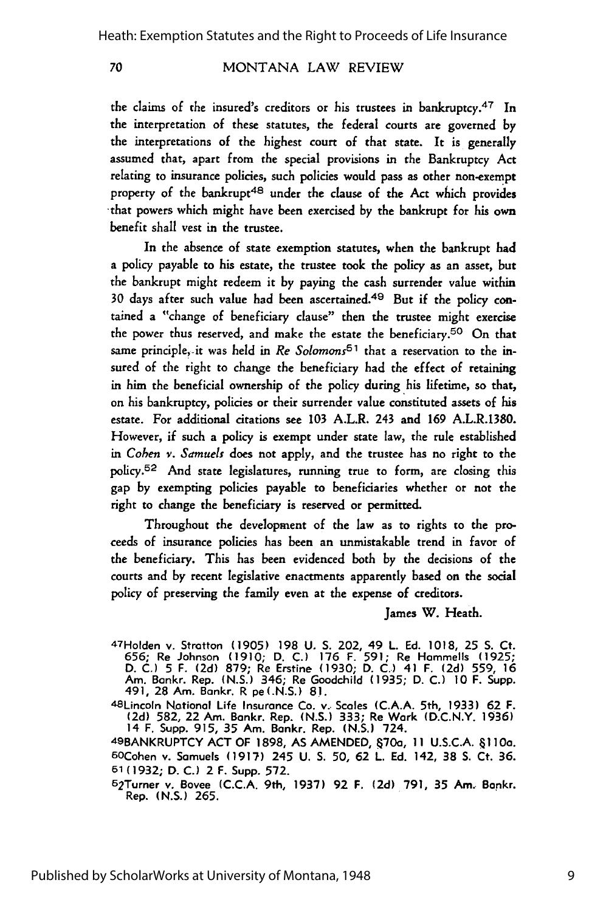the claims of the insured's creditors or his trustees in bankruptcy.[47] In the interpretation of these statutes, the federal courts are governed by the interpretations of the highest court of that state. It is generally assumed that, apart from the special provisions in the Bankruptcy Act relating to insurance policies, such policies would pass as other non-exempt property of the bankrupt[48] under the clause of the Act which provides that powers which might have been exercised by the bankrupt for his own benefit shall vest in the trustee.

In the absence of state exemption statutes, when the bankrupt had a policy payable to his estate, the trustee took the policy as an asset, but the bankrupt might redeem it by paying the cash surrender value within 30 days after such value had been ascertained.[49] But if the policy contained a "change of beneficiary clause" then the trustee might exercise the power thus reserved, and make the estate the beneficiary.[50] On that same principle, it was held in *Re Solomons*[51] that a reservation to the insured of the right to change the beneficiary had the effect of retaining in him the beneficial ownership of the policy during his lifetime, so that, on his bankruptcy, policies or their surrender value constituted assets of his estate. For additional citations see 103 A.L.R. 243 and 169 A.L.R.1380. However, if such a policy is exempt under state law, the rule established in *Cohen v. Samuels* does not apply, and the trustee has no right to the policy.[52] And state legislatures, running true to form, are closing this gap by exempting policies payable to beneficiaries whether or not the right to change the beneficiary is reserved or permitted.

Throughout the development of the law as to rights to the proceeds of insurance policies has been an unmistakable trend in favor of the beneficiary. This has been evidenced both by the decisions of the courts and by recent legislative enactments apparently based on the social policy of preserving the family even at the expense of creditors.

James W. Heath.

---

[47] Holden v. Stratton (1905) 198 U. S. 202, 49 L. Ed. 1018, 25 S. Ct. 656; Re Johnson (1910; D. C.) 176 F. 591; Re Hammells (1925; D. C.) 5 F. (2d) 879; Re Erstine (1930; D. C.) 41 F. (2d) 559, 16 Am. Bankr. Rep. (N.S.) 346; Re Goodchild (1935; D. C.) 10 F. Supp. 491, 28 Am. Bankr. Rep (N.S.) 81.

[48] Lincoln National Life Insurance Co. v. Scales (C.A.A. 5th, 1933) 62 F. (2d) 582, 22 Am. Bankr. Rep. (N.S.) 333; Re Work (D.C.N.Y. 1936) 14 F. Supp. 915, 35 Am. Bankr. Rep. (N.S.) 724.

[49] BANKRUPTCY ACT OF 1898, AS AMENDED, §70a, 11 U.S.C.A. §110a.

[50] Cohen v. Samuels (1917) 245 U. S. 50, 62 L. Ed. 142, 38 S. Ct. 36.

[51] (1932; D. C.) 2 F. Supp. 572.

[52] Turner v. Bovee (C.C.A. 9th, 1937) 92 F. (2d) 791, 35 Am. Bankr. Rep. (N.S.) 265.